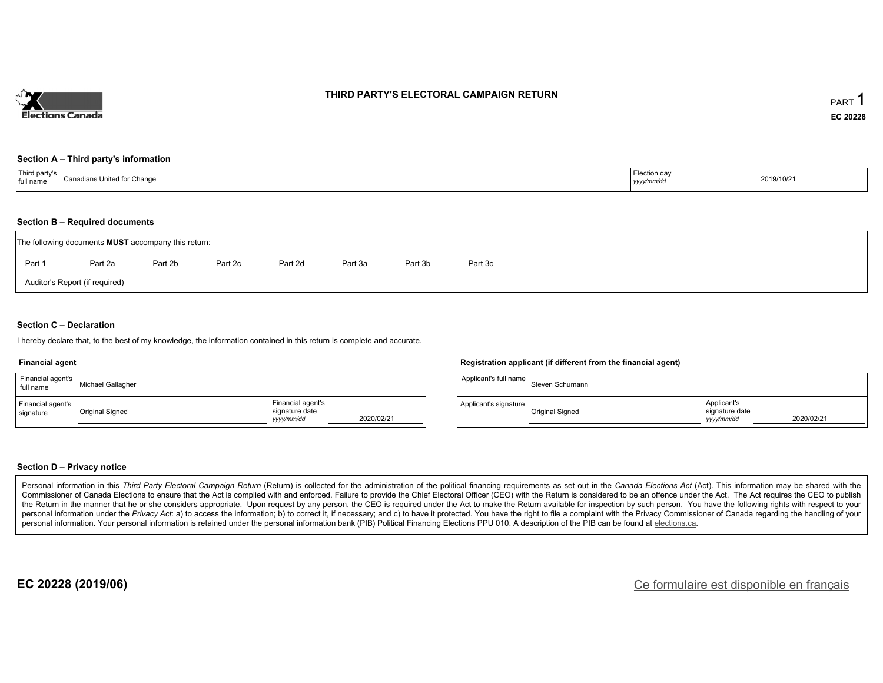Elections Canada

# THIRD PARTY'S ELECTORAL CAMPAIGN RETURN

PART 1

EC 20228

## Section A – Third party's information

| Third party's full name | Canadians United for Change | Election day *yyyy/mm/dd* | 2019/10/21 |
|---|---|---|---|

## Section B – Required documents

The following documents **MUST** accompany this return:

Part 1 Part 2a Part 2b Part 2c Part 2d Part 3a Part 3b Part 3c

Auditor's Report (if required)

## Section C – Declaration

I hereby declare that, to the best of my knowledge, the information contained in this return is complete and accurate.

### Financial agent

| Financial agent's full name | Michael Gallagher | | |
|---|---|---|---|
| Financial agent's signature | Original Signed | Financial agent's signature date *yyyy/mm/dd* | 2020/02/21 |

### Registration applicant (if different from the financial agent)

| Applicant's full name | Steven Schumann | | |
|---|---|---|---|
| Applicant's signature | Original Signed | Applicant's signature date *yyyy/mm/dd* | 2020/02/21 |

## Section D – Privacy notice

Personal information in this *Third Party Electoral Campaign Return* (Return) is collected for the administration of the political financing requirements as set out in the *Canada Elections Act* (Act). This information may be shared with the Commissioner of Canada Elections to ensure that the Act is complied with and enforced. Failure to provide the Chief Electoral Officer (CEO) with the Return is considered to be an offence under the Act. The Act requires the CEO to publish the Return in the manner that he or she considers appropriate. Upon request by any person, the CEO is required under the Act to make the Return available for inspection by such person. You have the following rights with respect to your personal information under the *Privacy Act*: a) to access the information; b) to correct it, if necessary; and c) to have it protected. You have the right to file a complaint with the Privacy Commissioner of Canada regarding the handling of your personal information. Your personal information is retained under the personal information bank (PIB) Political Financing Elections PPU 010. A description of the PIB can be found at elections.ca.

EC 20228 (2019/06)

Ce formulaire est disponible en français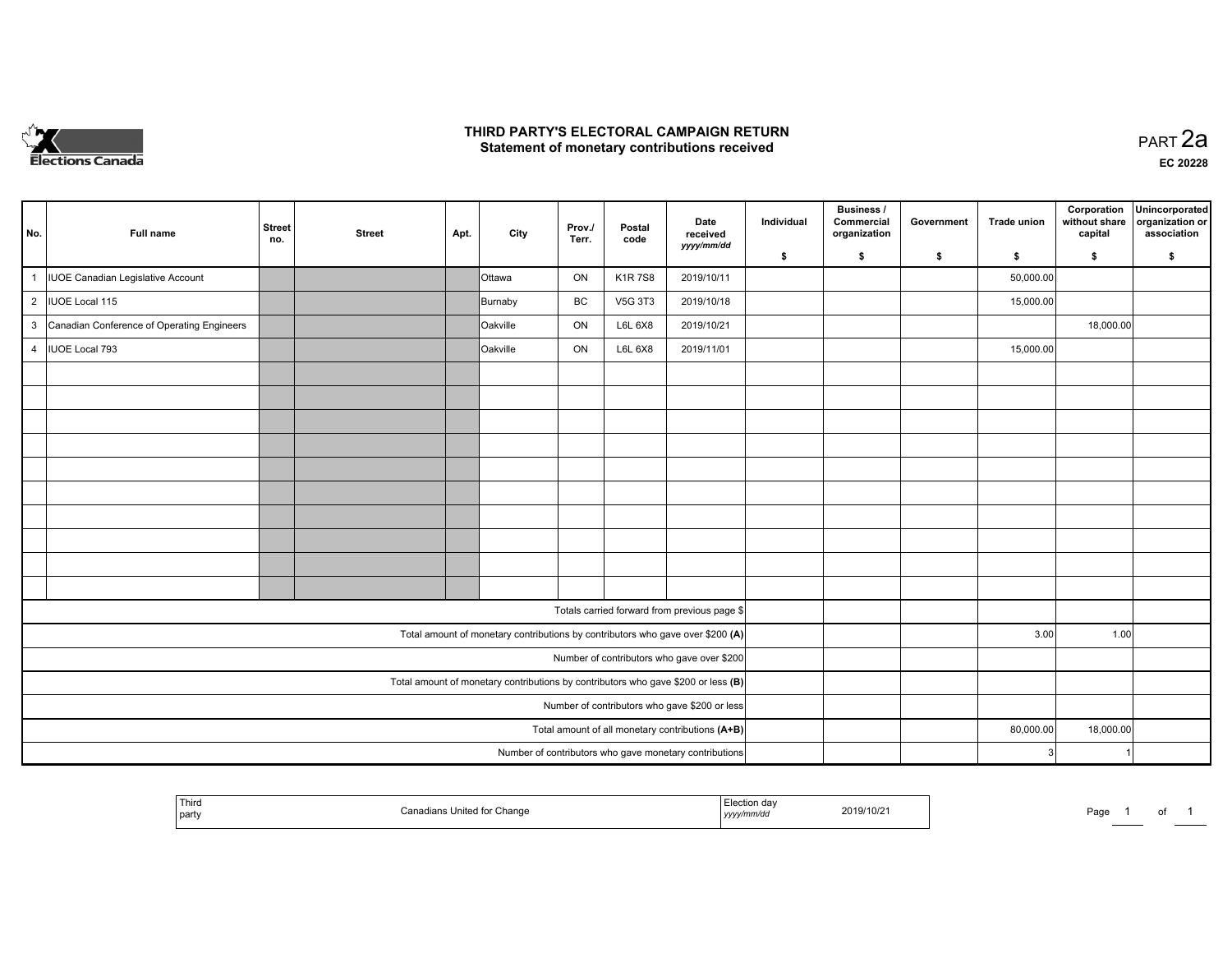# THIRD PARTY'S ELECTORAL CAMPAIGN RETURN
## Statement of monetary contributions received

PART 2a

EC 20228

| No. | Full name | Street no. | Street | Apt. | City | Prov./ Terr. | Postal code | Date received yyyy/mm/dd | Individual $ | Business / Commercial organization $ | Government $ | Trade union $ | Corporation without share capital $ | Unincorporated organization or association $ |
|---|---|---|---|---|---|---|---|---|---|---|---|---|---|---|
| 1 | IUOE Canadian Legislative Account | | | | Ottawa | ON | K1R 7S8 | 2019/10/11 | | | | 50,000.00 | | |
| 2 | IUOE Local 115 | | | | Burnaby | BC | V5G 3T3 | 2019/10/18 | | | | 15,000.00 | | |
| 3 | Canadian Conference of Operating Engineers | | | | Oakville | ON | L6L 6X8 | 2019/10/21 | | | | | 18,000.00 | |
| 4 | IUOE Local 793 | | | | Oakville | ON | L6L 6X8 | 2019/11/01 | | | | 15,000.00 | | |
| | | | | | | | | | | | | | | |
| | | | | | | | | | | | | | | |
| | | | | | | | | | | | | | | |
| | | | | | | | | | | | | | | |
| | | | | | | | | | | | | | | |
| | | | | | | | | | | | | | | |
| | | | | | | | | | | | | | | |
| | | | | | | | | | | | | | | |
| | | | | | | | | | | | | | | |
| | | | | | | | | | | | | | | |
| | Totals carried forward from previous page $ | | | | | | | | | | | | | |
| | Total amount of monetary contributions by contributors who gave over $200 **(A)** | | | | | | | | | | | 3.00 | 1.00 | |
| | Number of contributors who gave over $200 | | | | | | | | | | | | | |
| | Total amount of monetary contributions by contributors who gave $200 or less **(B)** | | | | | | | | | | | | | |
| | Number of contributors who gave $200 or less | | | | | | | | | | | | | |
| | Total amount of all monetary contributions **(A+B)** | | | | | | | | | | | 80,000.00 | 18,000.00 | |
| | Number of contributors who gave monetary contributions | | | | | | | | | | | 3 | 1 | |

| Third party | Canadians United for Change | Election day yyyy/mm/dd | 2019/10/21 |
|---|---|---|---|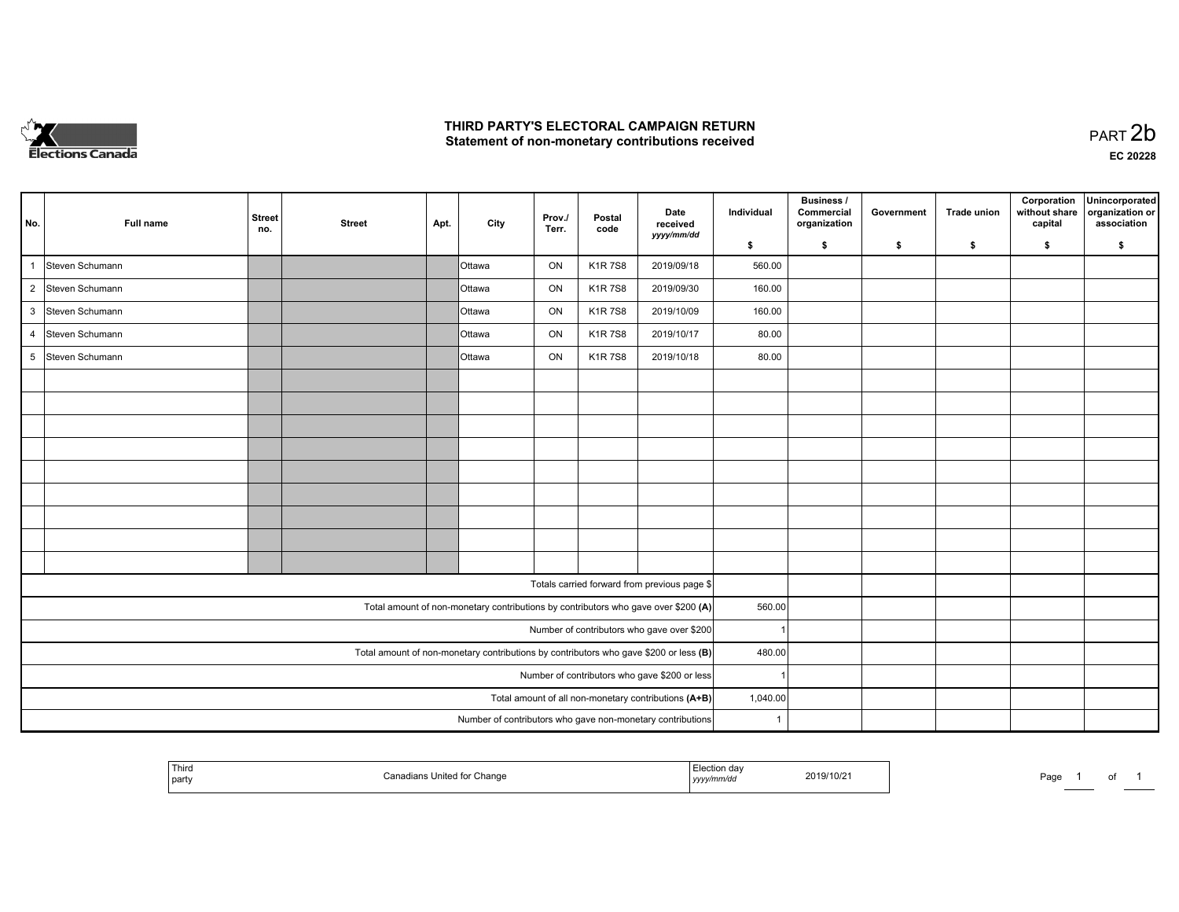# THIRD PARTY'S ELECTORAL CAMPAIGN RETURN
## Statement of non-monetary contributions received

PART 2b

**EC 20228**

| No. | Full name | Street no. | Street | Apt. | City | Prov./ Terr. | Postal code | Date received *yyyy/mm/dd* | Individual $ | Business / Commercial organization $ | Government $ | Trade union $ | Corporation without share capital $ | Unincorporated organization or association $ |
|---|---|---|---|---|---|---|---|---|---|---|---|---|---|---|
| 1 | Steven Schumann | | | | Ottawa | ON | K1R 7S8 | 2019/09/18 | 560.00 | | | | | |
| 2 | Steven Schumann | | | | Ottawa | ON | K1R 7S8 | 2019/09/30 | 160.00 | | | | | |
| 3 | Steven Schumann | | | | Ottawa | ON | K1R 7S8 | 2019/10/09 | 160.00 | | | | | |
| 4 | Steven Schumann | | | | Ottawa | ON | K1R 7S8 | 2019/10/17 | 80.00 | | | | | |
| 5 | Steven Schumann | | | | Ottawa | ON | K1R 7S8 | 2019/10/18 | 80.00 | | | | | |
| | | | | | | | | | | | | | | |
| | | | | | | | | | | | | | | |
| | | | | | | | | | | | | | | |
| | | | | | | | | | | | | | | |
| | | | | | | | | | | | | | | |
| | | | | | | | | | | | | | | |
| | | | | | | | | | | | | | | |
| | | | | | | | | | | | | | | |
| | | | | | | | | | | | | | | |
| | | | | | | | | Totals carried forward from previous page $ | | | | | | |
| | | | | | | | | Total amount of non-monetary contributions by contributors who gave over $200 **(A)** | 560.00 | | | | | |
| | | | | | | | | Number of contributors who gave over $200 | 1 | | | | | |
| | | | | | | | | Total amount of non-monetary contributions by contributors who gave $200 or less **(B)** | 480.00 | | | | | |
| | | | | | | | | Number of contributors who gave $200 or less | 1 | | | | | |
| | | | | | | | | Total amount of all non-monetary contributions **(A+B)** | 1,040.00 | | | | | |
| | | | | | | | | Number of contributors who gave non-monetary contributions | 1 | | | | | |

| Third party | Canadians United for Change | Election day *yyyy/mm/dd* | 2019/10/21 |
|---|---|---|---|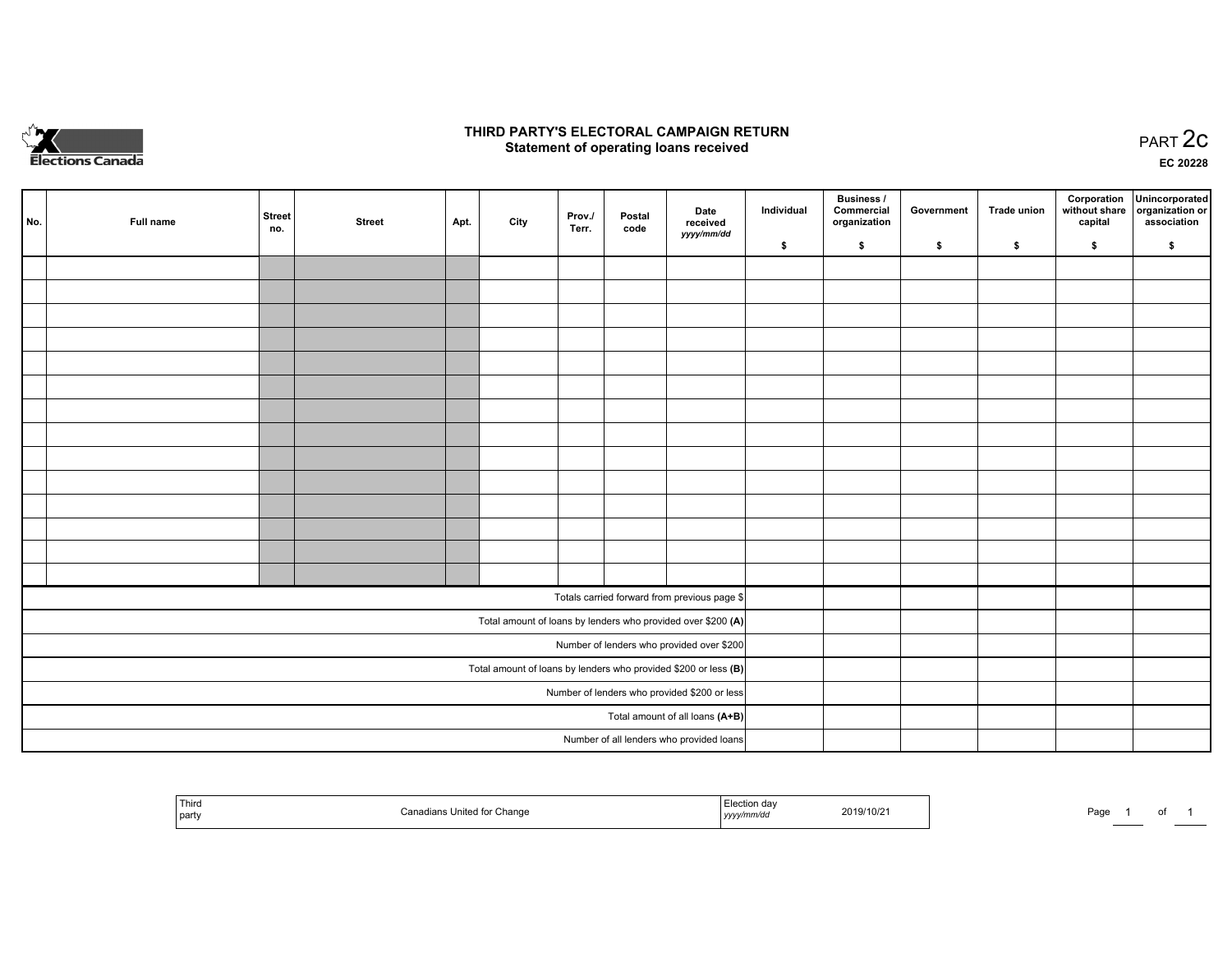# THIRD PARTY'S ELECTORAL CAMPAIGN RETURN
## Statement of operating loans received

PART 2c

EC 20228

| No. | Full name | Street no. | Street | Apt. | City | Prov./ Terr. | Postal code | Date received *yyyy/mm/dd* | Individual $ | Business / Commercial organization $ | Government $ | Trade union $ | Corporation without share capital $ | Unincorporated organization or association $ |
|---|---|---|---|---|---|---|---|---|---|---|---|---|---|---|
| | | | | | | | | | | | | | | |
| | | | | | | | | | | | | | | |
| | | | | | | | | | | | | | | |
| | | | | | | | | | | | | | | |
| | | | | | | | | | | | | | | |
| | | | | | | | | | | | | | | |
| | | | | | | | | | | | | | | |
| | | | | | | | | | | | | | | |
| | | | | | | | | | | | | | | |
| | | | | | | | | | | | | | | |
| | | | | | | | | | | | | | | |
| | | | | | | | | | | | | | | |
| | | | | | | | | | | | | | | |
| | | | | | | | | | | | | | | |
| Totals carried forward from previous page $ | | | | | | | | | | | | | | |
| Total amount of loans by lenders who provided over $200 **(A)** | | | | | | | | | | | | | | |
| Number of lenders who provided over $200 | | | | | | | | | | | | | | |
| Total amount of loans by lenders who provided $200 or less **(B)** | | | | | | | | | | | | | | |
| Number of lenders who provided $200 or less | | | | | | | | | | | | | | |
| Total amount of all loans **(A+B)** | | | | | | | | | | | | | | |
| Number of all lenders who provided loans | | | | | | | | | | | | | | |

| Third party | Canadians United for Change | Election day *yyyy/mm/dd* | 2019/10/21 |
|---|---|---|---|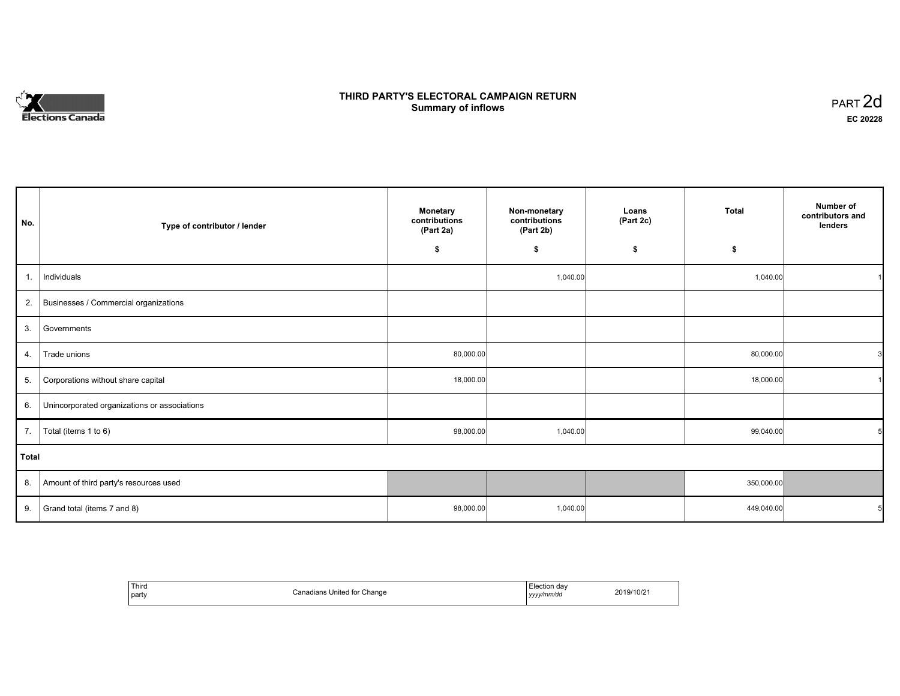Elections Canada

# THIRD PARTY'S ELECTORAL CAMPAIGN RETURN
## Summary of inflows

PART 2d
EC 20228

| No. | Type of contributor / lender | Monetary contributions (Part 2a) $ | Non-monetary contributions (Part 2b) $ | Loans (Part 2c) $ | Total $ | Number of contributors and lenders |
|---|---|---|---|---|---|---|
| 1. | Individuals | | 1,040.00 | | 1,040.00 | 1 |
| 2. | Businesses / Commercial organizations | | | | | |
| 3. | Governments | | | | | |
| 4. | Trade unions | 80,000.00 | | | 80,000.00 | 3 |
| 5. | Corporations without share capital | 18,000.00 | | | 18,000.00 | 1 |
| 6. | Unincorporated organizations or associations | | | | | |
| 7. | Total (items 1 to 6) | 98,000.00 | 1,040.00 | | 99,040.00 | 5 |
| **Total** | | | | | | |
| 8. | Amount of third party's resources used | | | | 350,000.00 | |
| 9. | Grand total (items 7 and 8) | 98,000.00 | 1,040.00 | | 449,040.00 | 5 |

| Third party | Canadians United for Change | Election day *yyyy/mm/dd* | 2019/10/21 |
|---|---|---|---|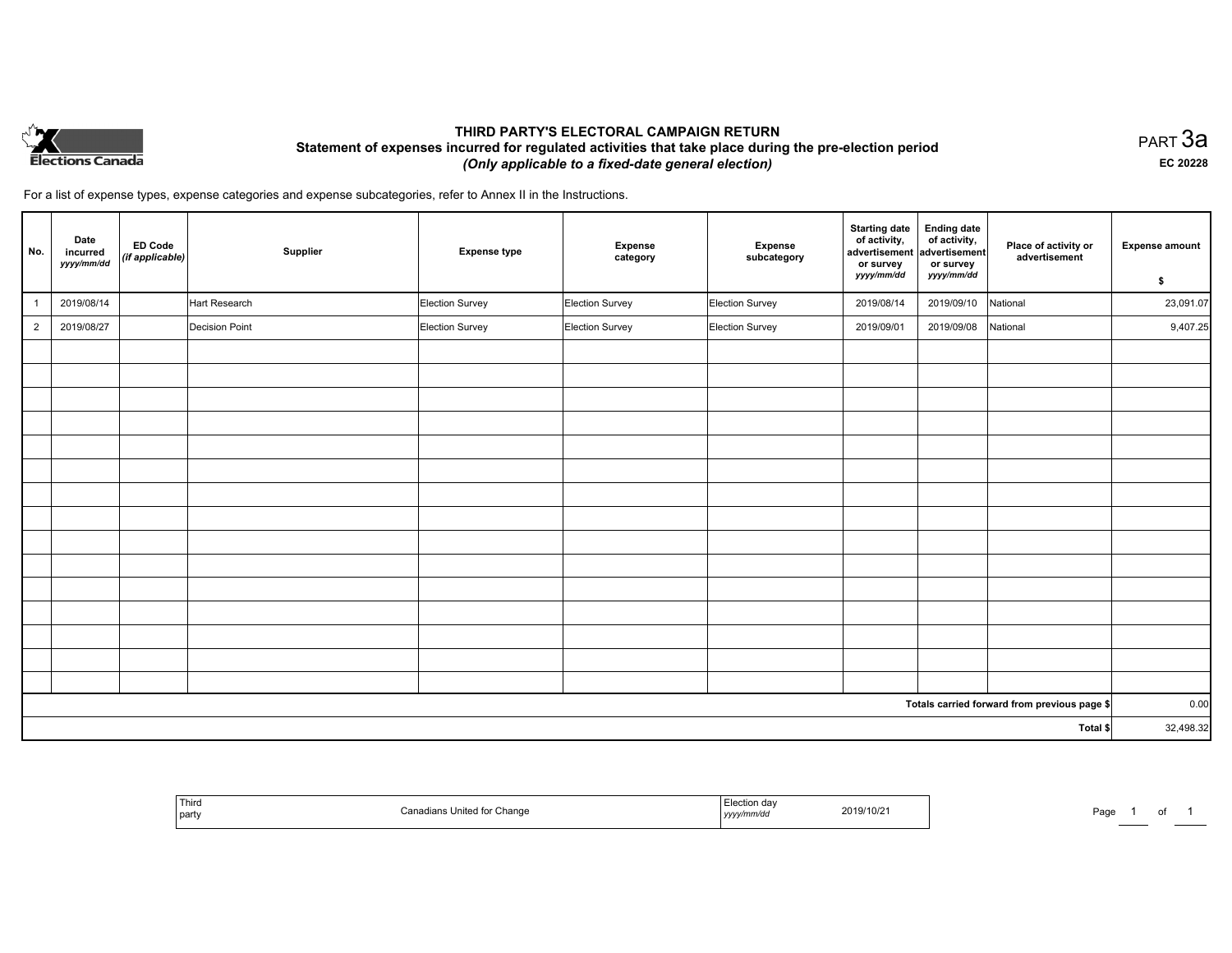# THIRD PARTY'S ELECTORAL CAMPAIGN RETURN

## Statement of expenses incurred for regulated activities that take place during the pre-election period

***(Only applicable to a fixed-date general election)***

PART 3a

**EC 20228**

For a list of expense types, expense categories and expense subcategories, refer to Annex II in the Instructions.

| No. | Date incurred *yyyy/mm/dd* | ED Code *(if applicable)* | Supplier | Expense type | Expense category | Expense subcategory | Starting date of activity, advertisement or survey *yyyy/mm/dd* | Ending date of activity, advertisement or survey *yyyy/mm/dd* | Place of activity or advertisement | Expense amount $ |
|---|---|---|---|---|---|---|---|---|---|---|
| 1 | 2019/08/14 | | Hart Research | Election Survey | Election Survey | Election Survey | 2019/08/14 | 2019/09/10 | National | 23,091.07 |
| 2 | 2019/08/27 | | Decision Point | Election Survey | Election Survey | Election Survey | 2019/09/01 | 2019/09/08 | National | 9,407.25 |
| | | | | | | | | | | |
| | | | | | | | | | | |
| | | | | | | | | | | |
| | | | | | | | | | | |
| | | | | | | | | | | |
| | | | | | | | | | | |
| | | | | | | | | | | |
| | | | | | | | | | | |
| | | | | | | | | | | |
| | | | | | | | | | | |
| | | | | | | | | | | |
| | | | | | | | | | | |
| | | | | | | | | | | |
| | | | | | | | | | | |
| | | | | | | | | | | |
| | | | | | | | | | Totals carried forward from previous page $ | 0.00 |
| | | | | | | | | | Total $ | 32,498.32 |

| Third party | Canadians United for Change | Election day *yyyy/mm/dd* | 2019/10/21 |
|---|---|---|---|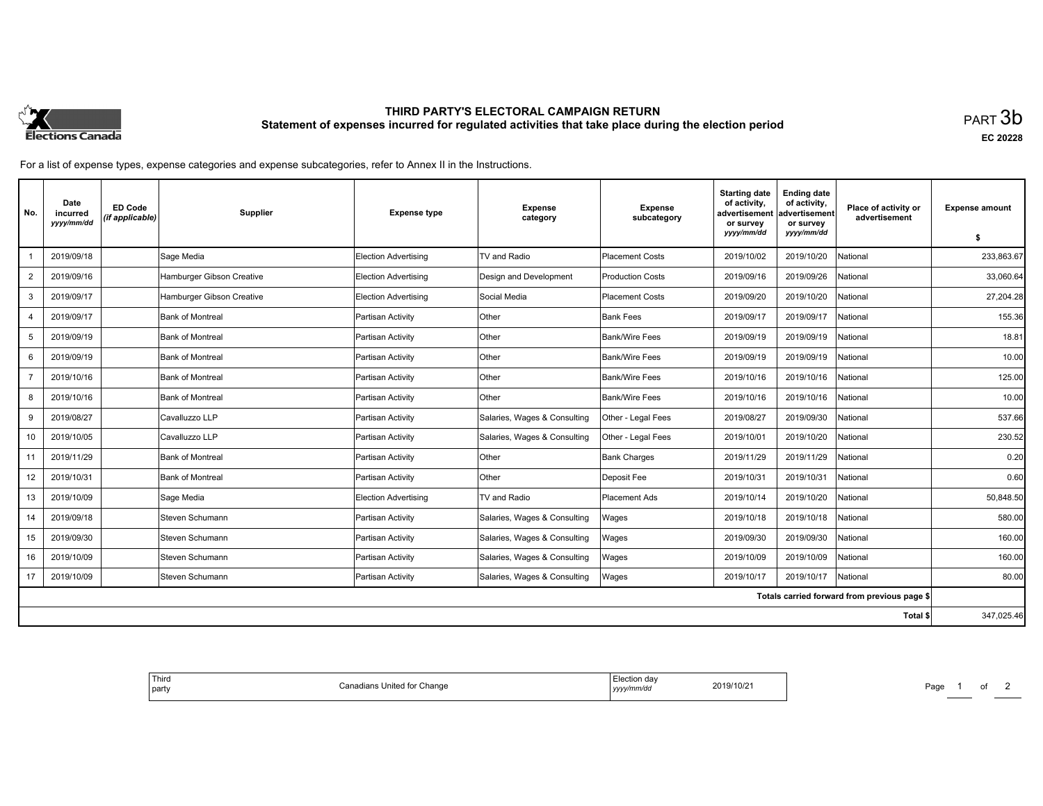# THIRD PARTY'S ELECTORAL CAMPAIGN RETURN

## Statement of expenses incurred for regulated activities that take place during the election period

PART 3b

EC 20228

For a list of expense types, expense categories and expense subcategories, refer to Annex II in the Instructions.

| No. | Date incurred yyyy/mm/dd | ED Code (if applicable) | Supplier | Expense type | Expense category | Expense subcategory | Starting date of activity, advertisement or survey yyyy/mm/dd | Ending date of activity, advertisement or survey yyyy/mm/dd | Place of activity or advertisement | Expense amount $ |
|---|---|---|---|---|---|---|---|---|---|---|
| 1 | 2019/09/18 | | Sage Media | Election Advertising | TV and Radio | Placement Costs | 2019/10/02 | 2019/10/20 | National | 233,863.67 |
| 2 | 2019/09/16 | | Hamburger Gibson Creative | Election Advertising | Design and Development | Production Costs | 2019/09/16 | 2019/09/26 | National | 33,060.64 |
| 3 | 2019/09/17 | | Hamburger Gibson Creative | Election Advertising | Social Media | Placement Costs | 2019/09/20 | 2019/10/20 | National | 27,204.28 |
| 4 | 2019/09/17 | | Bank of Montreal | Partisan Activity | Other | Bank Fees | 2019/09/17 | 2019/09/17 | National | 155.36 |
| 5 | 2019/09/19 | | Bank of Montreal | Partisan Activity | Other | Bank/Wire Fees | 2019/09/19 | 2019/09/19 | National | 18.81 |
| 6 | 2019/09/19 | | Bank of Montreal | Partisan Activity | Other | Bank/Wire Fees | 2019/09/19 | 2019/09/19 | National | 10.00 |
| 7 | 2019/10/16 | | Bank of Montreal | Partisan Activity | Other | Bank/Wire Fees | 2019/10/16 | 2019/10/16 | National | 125.00 |
| 8 | 2019/10/16 | | Bank of Montreal | Partisan Activity | Other | Bank/Wire Fees | 2019/10/16 | 2019/10/16 | National | 10.00 |
| 9 | 2019/08/27 | | Cavalluzzo LLP | Partisan Activity | Salaries, Wages & Consulting | Other - Legal Fees | 2019/08/27 | 2019/09/30 | National | 537.66 |
| 10 | 2019/10/05 | | Cavalluzzo LLP | Partisan Activity | Salaries, Wages & Consulting | Other - Legal Fees | 2019/10/01 | 2019/10/20 | National | 230.52 |
| 11 | 2019/11/29 | | Bank of Montreal | Partisan Activity | Other | Bank Charges | 2019/11/29 | 2019/11/29 | National | 0.20 |
| 12 | 2019/10/31 | | Bank of Montreal | Partisan Activity | Other | Deposit Fee | 2019/10/31 | 2019/10/31 | National | 0.60 |
| 13 | 2019/10/09 | | Sage Media | Election Advertising | TV and Radio | Placement Ads | 2019/10/14 | 2019/10/20 | National | 50,848.50 |
| 14 | 2019/09/18 | | Steven Schumann | Partisan Activity | Salaries, Wages & Consulting | Wages | 2019/10/18 | 2019/10/18 | National | 580.00 |
| 15 | 2019/09/30 | | Steven Schumann | Partisan Activity | Salaries, Wages & Consulting | Wages | 2019/09/30 | 2019/09/30 | National | 160.00 |
| 16 | 2019/10/09 | | Steven Schumann | Partisan Activity | Salaries, Wages & Consulting | Wages | 2019/10/09 | 2019/10/09 | National | 160.00 |
| 17 | 2019/10/09 | | Steven Schumann | Partisan Activity | Salaries, Wages & Consulting | Wages | 2019/10/17 | 2019/10/17 | National | 80.00 |
| | | | | | | | | | Totals carried forward from previous page $ | |
| | | | | | | | | | Total $ | 347,025.46 |

| Third party | Canadians United for Change | Election day yyyy/mm/dd | 2019/10/21 |
|---|---|---|---|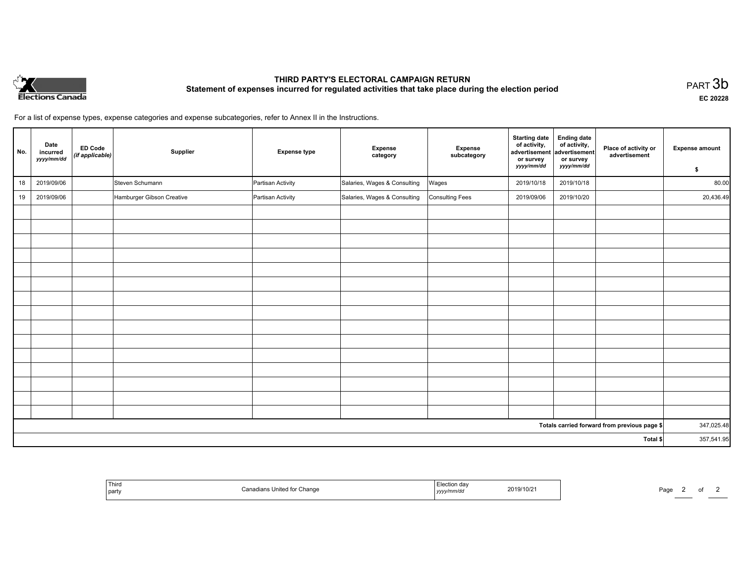# THIRD PARTY'S ELECTORAL CAMPAIGN RETURN

## Statement of expenses incurred for regulated activities that take place during the election period

PART 3b

EC 20228

For a list of expense types, expense categories and expense subcategories, refer to Annex II in the Instructions.

| No. | Date incurred *yyyy/mm/dd* | ED Code *(if applicable)* | Supplier | Expense type | Expense category | Expense subcategory | Starting date of activity, advertisement or survey *yyyy/mm/dd* | Ending date of activity, advertisement or survey *yyyy/mm/dd* | Place of activity or advertisement | Expense amount $ |
|---|---|---|---|---|---|---|---|---|---|---|
| 18 | 2019/09/06 | | Steven Schumann | Partisan Activity | Salaries, Wages & Consulting | Wages | 2019/10/18 | 2019/10/18 | | 80.00 |
| 19 | 2019/09/06 | | Hamburger Gibson Creative | Partisan Activity | Salaries, Wages & Consulting | Consulting Fees | 2019/09/06 | 2019/10/20 | | 20,436.49 |
| | | | | | | | | | | |
| | | | | | | | | | | |
| | | | | | | | | | | |
| | | | | | | | | | | |
| | | | | | | | | | | |
| | | | | | | | | | | |
| | | | | | | | | | | |
| | | | | | | | | | | |
| | | | | | | | | | | |
| | | | | | | | | | | |
| | | | | | | | | | | |
| | | | | | | | | | | |
| | | | | | | | | | | |
| | | | | | | | | | | |
| | | | | | | | | | | |
| Totals carried forward from previous page $ | | | | | | | | | | 347,025.48 |
| Total $ | | | | | | | | | | 357,541.95 |

| Third party | Canadians United for Change | Election day *yyyy/mm/dd* | 2019/10/21 |
|---|---|---|---|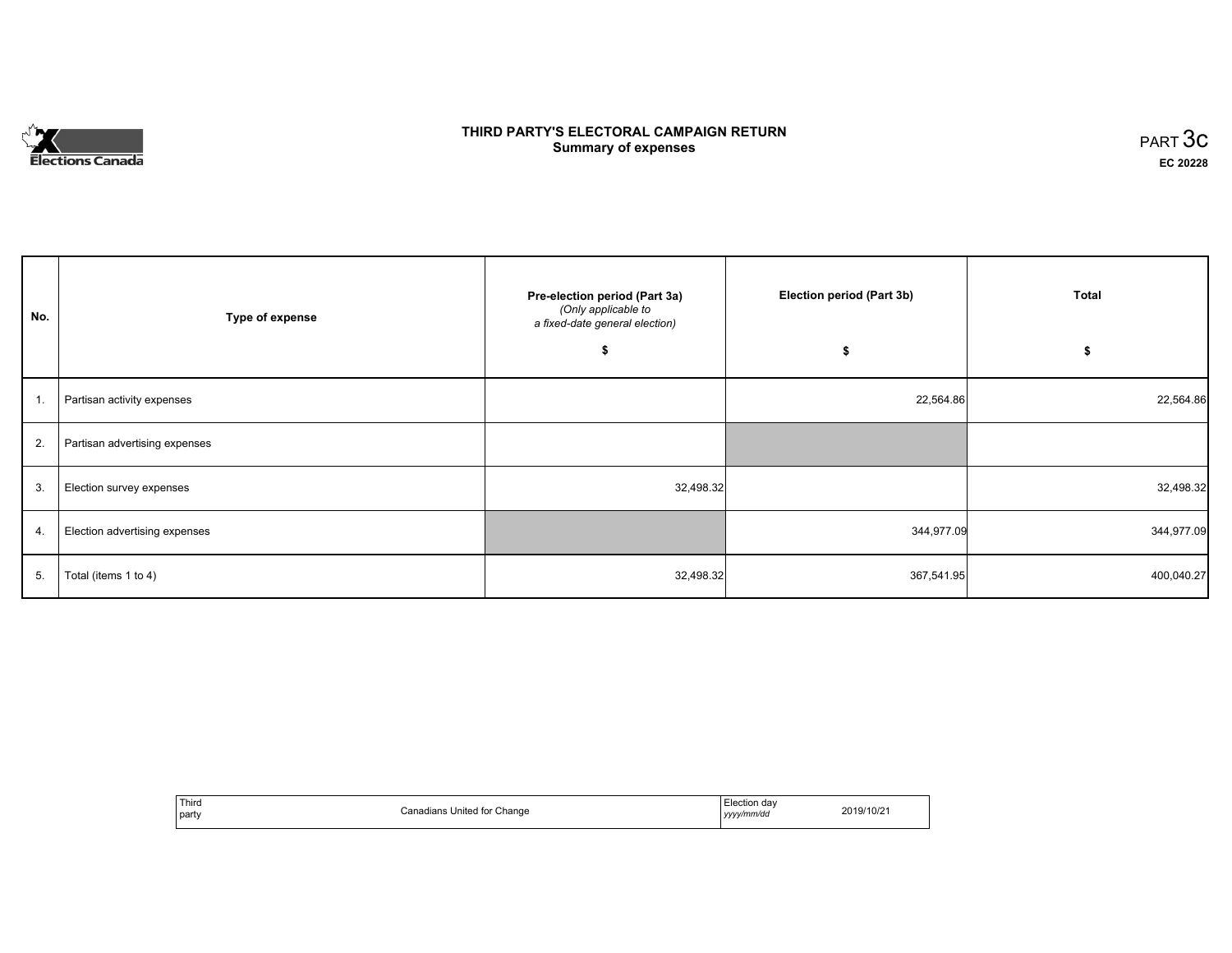# THIRD PARTY'S ELECTORAL CAMPAIGN RETURN
## Summary of expenses

PART 3c
**EC 20228**

| No. | Type of expense | Pre-election period (Part 3a) *(Only applicable to a fixed-date general election)* $ | Election period (Part 3b) $ | Total $ |
|---|---|---|---|---|
| 1. | Partisan activity expenses | | 22,564.86 | 22,564.86 |
| 2. | Partisan advertising expenses | | | |
| 3. | Election survey expenses | 32,498.32 | | 32,498.32 |
| 4. | Election advertising expenses | | 344,977.09 | 344,977.09 |
| 5. | Total (items 1 to 4) | 32,498.32 | 367,541.95 | 400,040.27 |

| Third party | Canadians United for Change | Election day *yyyy/mm/dd* | 2019/10/21 |
|---|---|---|---|